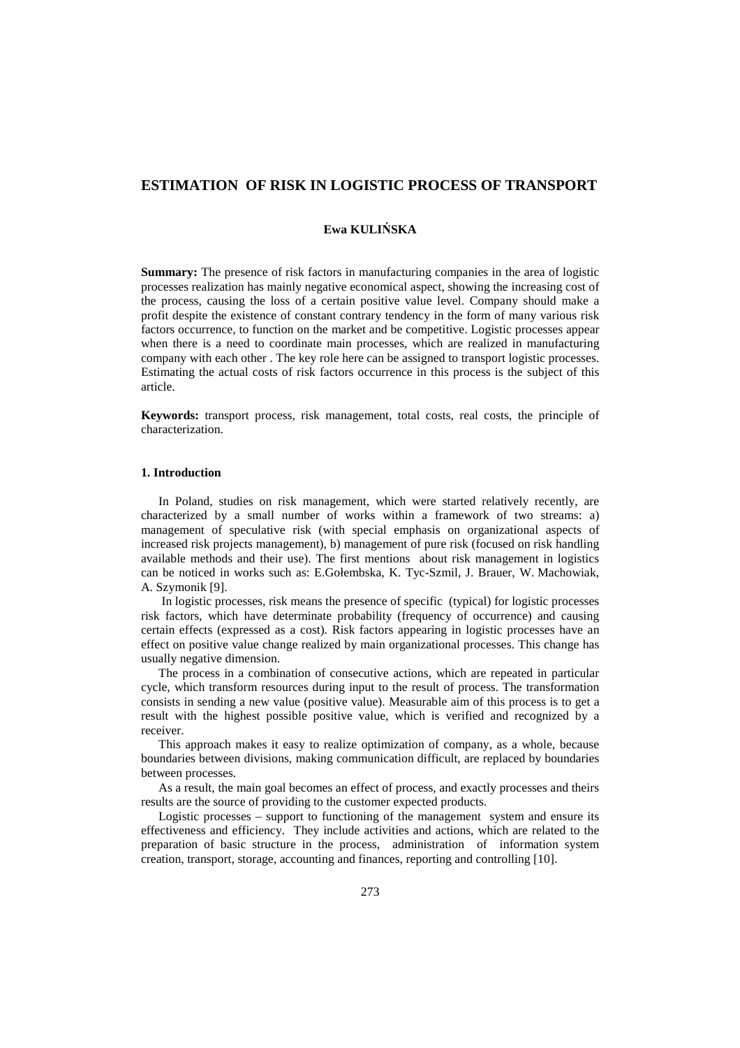# ESTIMATION OF RISK IN LOGISTIC PROCESS OF TRANSPORT

**Ewa KULIŃSKA**

**Summary:** The presence of risk factors in manufacturing companies in the area of logistic processes realization has mainly negative economical aspect, showing the increasing cost of the process, causing the loss of a certain positive value level. Company should make a profit despite the existence of constant contrary tendency in the form of many various risk factors occurrence, to function on the market and be competitive. Logistic processes appear when there is a need to coordinate main processes, which are realized in manufacturing company with each other . The key role here can be assigned to transport logistic processes. Estimating the actual costs of risk factors occurrence in this process is the subject of this article.

**Keywords:** transport process, risk management, total costs, real costs, the principle of characterization.

## 1. Introduction

In Poland, studies on risk management, which were started relatively recently, are characterized by a small number of works within a framework of two streams: a) management of speculative risk (with special emphasis on organizational aspects of increased risk projects management), b) management of pure risk (focused on risk handling available methods and their use). The first mentions about risk management in logistics can be noticed in works such as: E.Gołembska, K. Tyc-Szmil, J. Brauer, W. Machowiak, A. Szymonik [9].

In logistic processes, risk means the presence of specific (typical) for logistic processes risk factors, which have determinate probability (frequency of occurrence) and causing certain effects (expressed as a cost). Risk factors appearing in logistic processes have an effect on positive value change realized by main organizational processes. This change has usually negative dimension.

The process in a combination of consecutive actions, which are repeated in particular cycle, which transform resources during input to the result of process. The transformation consists in sending a new value (positive value). Measurable aim of this process is to get a result with the highest possible positive value, which is verified and recognized by a receiver.

This approach makes it easy to realize optimization of company, as a whole, because boundaries between divisions, making communication difficult, are replaced by boundaries between processes.

As a result, the main goal becomes an effect of process, and exactly processes and theirs results are the source of providing to the customer expected products.

Logistic processes – support to functioning of the management system and ensure its effectiveness and efficiency. They include activities and actions, which are related to the preparation of basic structure in the process, administration of information system creation, transport, storage, accounting and finances, reporting and controlling [10].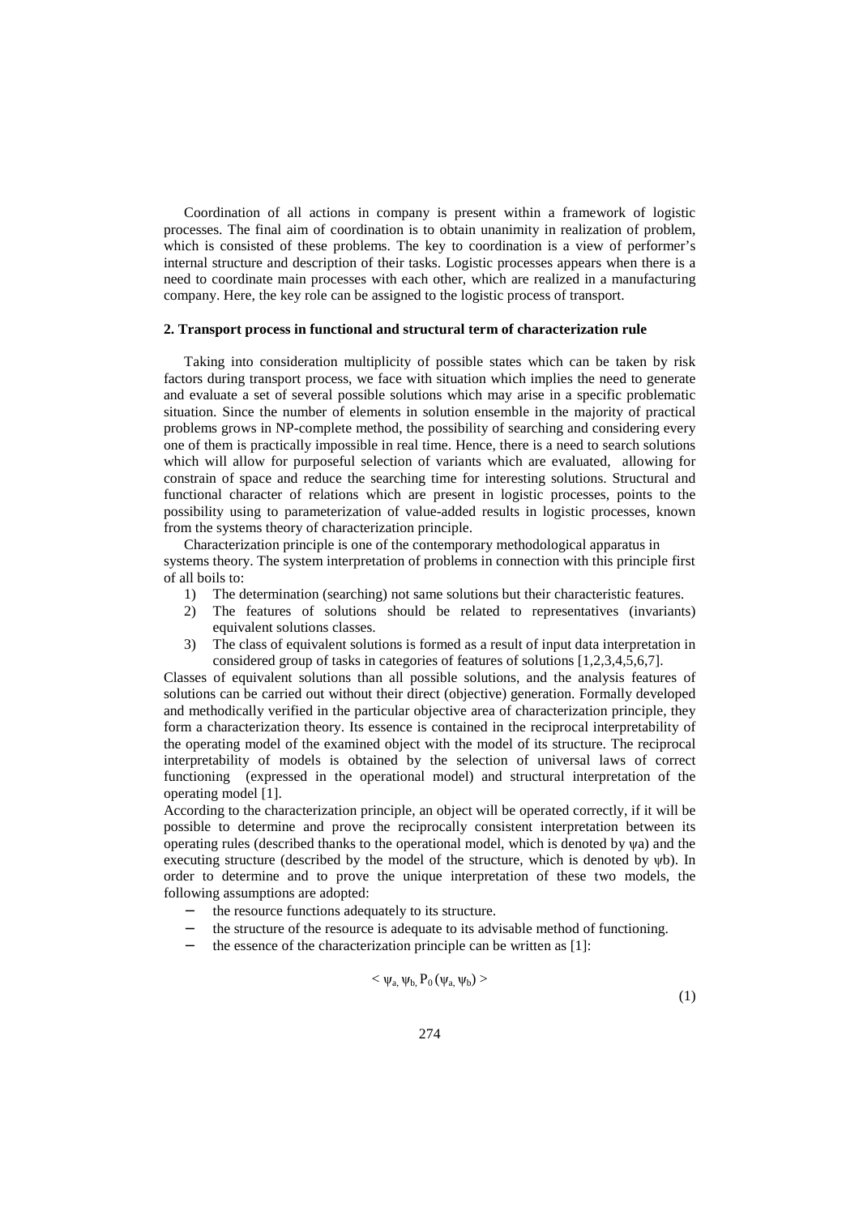Coordination of all actions in company is present within a framework of logistic processes. The final aim of coordination is to obtain unanimity in realization of problem, which is consisted of these problems. The key to coordination is a view of performer's internal structure and description of their tasks. Logistic processes appears when there is a need to coordinate main processes with each other, which are realized in a manufacturing company. Here, the key role can be assigned to the logistic process of transport.

## 2. Transport process in functional and structural term of characterization rule

Taking into consideration multiplicity of possible states which can be taken by risk factors during transport process, we face with situation which implies the need to generate and evaluate a set of several possible solutions which may arise in a specific problematic situation. Since the number of elements in solution ensemble in the majority of practical problems grows in NP-complete method, the possibility of searching and considering every one of them is practically impossible in real time. Hence, there is a need to search solutions which will allow for purposeful selection of variants which are evaluated, allowing for constrain of space and reduce the searching time for interesting solutions. Structural and functional character of relations which are present in logistic processes, points to the possibility using to parameterization of value-added results in logistic processes, known from the systems theory of characterization principle.

Characterization principle is one of the contemporary methodological apparatus in systems theory. The system interpretation of problems in connection with this principle first of all boils to:

1) The determination (searching) not same solutions but their characteristic features.
2) The features of solutions should be related to representatives (invariants) equivalent solutions classes.
3) The class of equivalent solutions is formed as a result of input data interpretation in considered group of tasks in categories of features of solutions [1,2,3,4,5,6,7].

Classes of equivalent solutions than all possible solutions, and the analysis features of solutions can be carried out without their direct (objective) generation. Formally developed and methodically verified in the particular objective area of characterization principle, they form a characterization theory. Its essence is contained in the reciprocal interpretability of the operating model of the examined object with the model of its structure. The reciprocal interpretability of models is obtained by the selection of universal laws of correct functioning (expressed in the operational model) and structural interpretation of the operating model [1].

According to the characterization principle, an object will be operated correctly, if it will be possible to determine and prove the reciprocally consistent interpretation between its operating rules (described thanks to the operational model, which is denoted by $\psi a$) and the executing structure (described by the model of the structure, which is denoted by $\psi b$). In order to determine and to prove the unique interpretation of these two models, the following assumptions are adopted:

- the resource functions adequately to its structure.
- the structure of the resource is adequate to its advisable method of functioning.
- the essence of the characterization principle can be written as [1]:

$$< \psi_a, \psi_b, P_0(\psi_a, \psi_b) > \tag{1}$$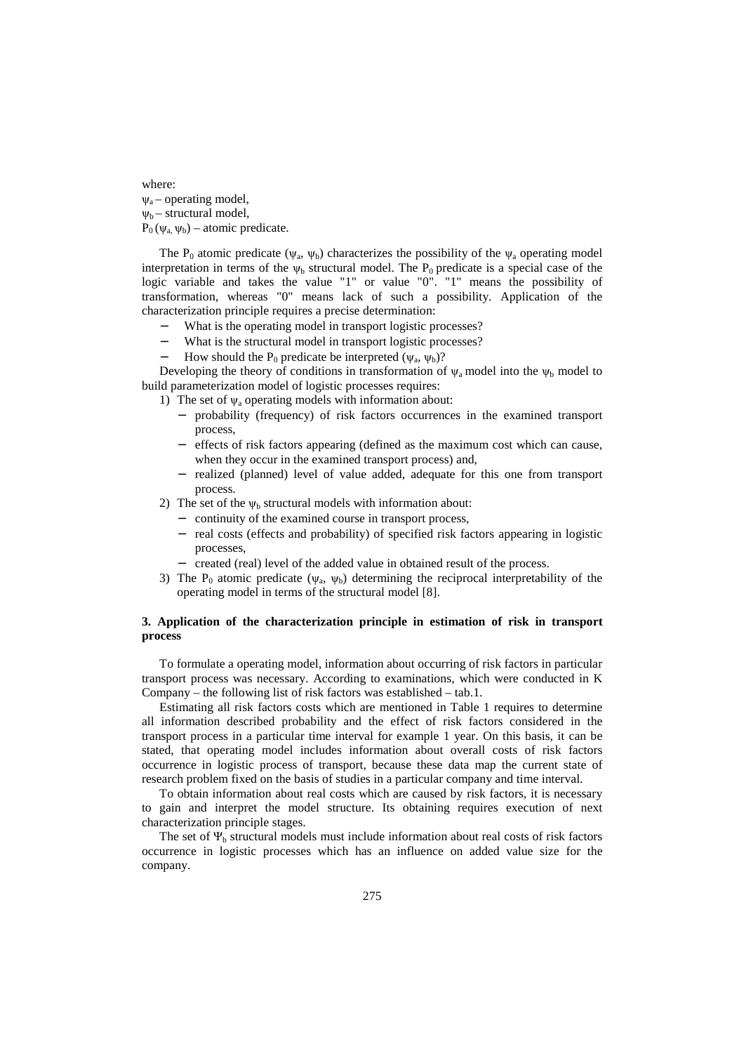where:
$\psi_a$ – operating model,
$\psi_b$ – structural model,
$P_0(\psi_a, \psi_b)$ – atomic predicate.

The $P_0$ atomic predicate $(\psi_a, \psi_b)$ characterizes the possibility of the $\psi_a$ operating model interpretation in terms of the $\psi_b$ structural model. The $P_0$ predicate is a special case of the logic variable and takes the value "1" or value "0". "1" means the possibility of transformation, whereas "0" means lack of such a possibility. Application of the characterization principle requires a precise determination:

- What is the operating model in transport logistic processes?
- What is the structural model in transport logistic processes?
- How should the $P_0$ predicate be interpreted $(\psi_a, \psi_b)$?

Developing the theory of conditions in transformation of $\psi_a$ model into the $\psi_b$ model to build parameterization model of logistic processes requires:

1) The set of $\psi_a$ operating models with information about:
   - probability (frequency) of risk factors occurrences in the examined transport process,
   - effects of risk factors appearing (defined as the maximum cost which can cause, when they occur in the examined transport process) and,
   - realized (planned) level of value added, adequate for this one from transport process.
2) The set of the $\psi_b$ structural models with information about:
   - continuity of the examined course in transport process,
   - real costs (effects and probability) of specified risk factors appearing in logistic processes,
   - created (real) level of the added value in obtained result of the process.
3) The $P_0$ atomic predicate $(\psi_a, \psi_b)$ determining the reciprocal interpretability of the operating model in terms of the structural model [8].

### 3. Application of the characterization principle in estimation of risk in transport process

To formulate a operating model, information about occurring of risk factors in particular transport process was necessary. According to examinations, which were conducted in K Company – the following list of risk factors was established – tab.1.

Estimating all risk factors costs which are mentioned in Table 1 requires to determine all information described probability and the effect of risk factors considered in the transport process in a particular time interval for example 1 year. On this basis, it can be stated, that operating model includes information about overall costs of risk factors occurrence in logistic process of transport, because these data map the current state of research problem fixed on the basis of studies in a particular company and time interval.

To obtain information about real costs which are caused by risk factors, it is necessary to gain and interpret the model structure. Its obtaining requires execution of next characterization principle stages.

The set of $\Psi_b$ structural models must include information about real costs of risk factors occurrence in logistic processes which has an influence on added value size for the company.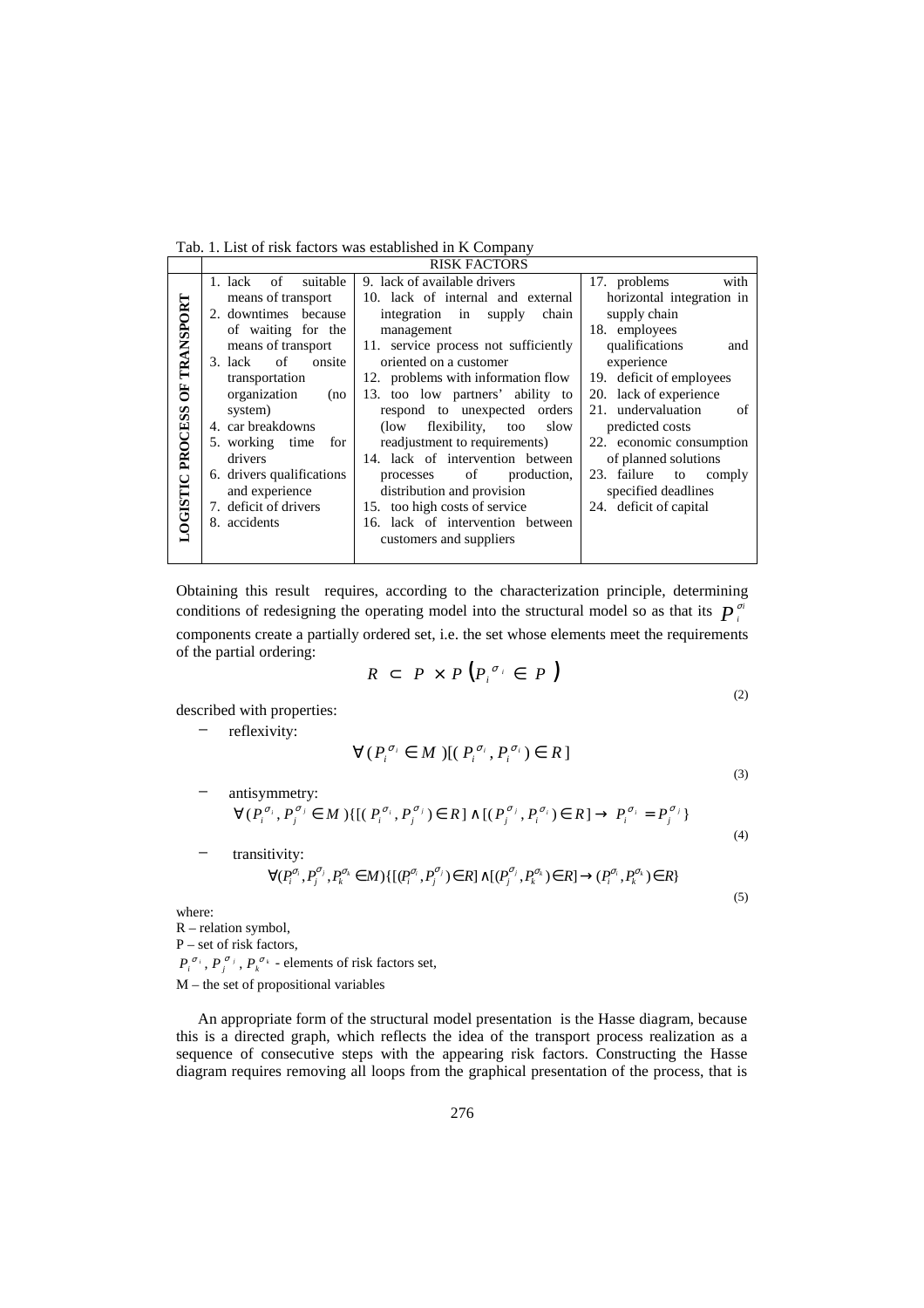Tab. 1. List of risk factors was established in K Company

| | RISK FACTORS | | |
|---|---|---|---|
| LOGISTIC PROCESS OF TRANSPORT | 1. lack of suitable means of transport<br>2. downtimes because of waiting for the means of transport<br>3. lack of onsite transportation organization (no system)<br>4. car breakdowns<br>5. working time for drivers<br>6. drivers qualifications and experience<br>7. deficit of drivers<br>8. accidents | 9. lack of available drivers<br>10. lack of internal and external integration in supply chain management<br>11. service process not sufficiently oriented on a customer<br>12. problems with information flow<br>13. too low partners' ability to respond to unexpected orders (low flexibility, too slow readjustment to requirements)<br>14. lack of intervention between processes of production, distribution and provision<br>15. too high costs of service<br>16. lack of intervention between customers and suppliers | 17. problems with horizontal integration in supply chain<br>18. employees qualifications and experience<br>19. deficit of employees<br>20. lack of experience<br>21. undervaluation of predicted costs<br>22. economic consumption of planned solutions<br>23. failure to comply specified deadlines<br>24. deficit of capital |

Obtaining this result requires, according to the characterization principle, determining conditions of redesigning the operating model into the structural model so as that its $P_i^{\sigma_i}$ components create a partially ordered set, i.e. the set whose elements meet the requirements of the partial ordering:

$$R \subset P \times P \left(P_i^{\sigma_i} \in P\right) \tag{2}$$

described with properties:

- reflexivity:

$$\forall (P_i^{\sigma_i} \in M)[(P_i^{\sigma_i}, P_i^{\sigma_i}) \in R] \tag{3}$$

- antisymmetry:

$$\forall (P_i^{\sigma_i}, P_j^{\sigma_j} \in M)\{[(P_i^{\sigma_i}, P_j^{\sigma_j}) \in R] \wedge [(P_j^{\sigma_j}, P_i^{\sigma_i}) \in R] \rightarrow P_i^{\sigma_i} = P_j^{\sigma_j}\} \tag{4}$$

- transitivity:

$$\forall (P_i^{\sigma_i}, P_j^{\sigma_j}, P_k^{\sigma_k} \in M)\{[(P_i^{\sigma_i}, P_j^{\sigma_j}) \in R] \wedge [(P_j^{\sigma_j}, P_k^{\sigma_k}) \in R] \rightarrow (P_i^{\sigma_i}, P_k^{\sigma_k}) \in R\} \tag{5}$$

where:
R – relation symbol,
P – set of risk factors,
$P_i^{\sigma_i}$, $P_j^{\sigma_j}$, $P_k^{\sigma_k}$ - elements of risk factors set,
M – the set of propositional variables

An appropriate form of the structural model presentation is the Hasse diagram, because this is a directed graph, which reflects the idea of the transport process realization as a sequence of consecutive steps with the appearing risk factors. Constructing the Hasse diagram requires removing all loops from the graphical presentation of the process, that is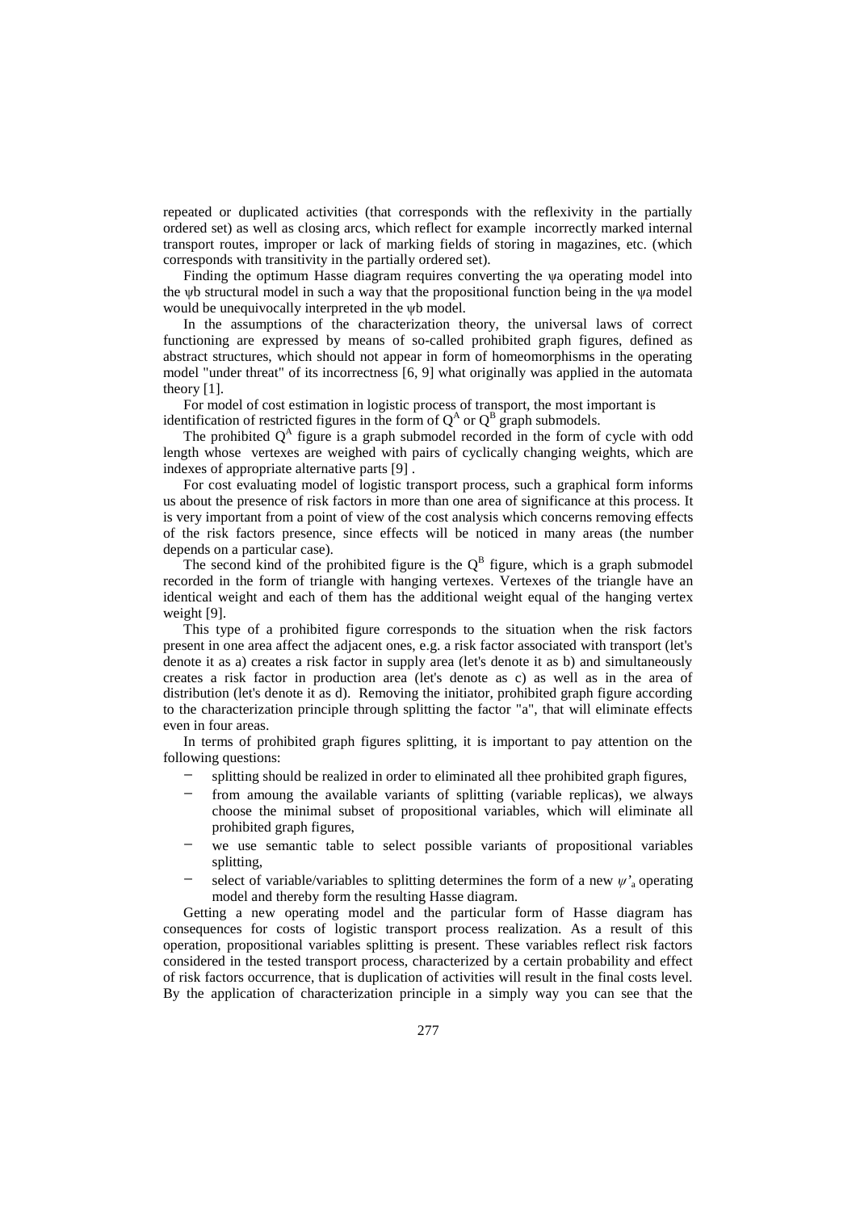repeated or duplicated activities (that corresponds with the reflexivity in the partially ordered set) as well as closing arcs, which reflect for example incorrectly marked internal transport routes, improper or lack of marking fields of storing in magazines, etc. (which corresponds with transitivity in the partially ordered set).

Finding the optimum Hasse diagram requires converting the ψa operating model into the ψb structural model in such a way that the propositional function being in the ψa model would be unequivocally interpreted in the ψb model.

In the assumptions of the characterization theory, the universal laws of correct functioning are expressed by means of so-called prohibited graph figures, defined as abstract structures, which should not appear in form of homeomorphisms in the operating model "under threat" of its incorrectness [6, 9] what originally was applied in the automata theory [1].

For model of cost estimation in logistic process of transport, the most important is identification of restricted figures in the form of $Q^A$ or $Q^B$ graph submodels.

The prohibited $Q^A$ figure is a graph submodel recorded in the form of cycle with odd length whose vertexes are weighed with pairs of cyclically changing weights, which are indexes of appropriate alternative parts [9] .

For cost evaluating model of logistic transport process, such a graphical form informs us about the presence of risk factors in more than one area of significance at this process. It is very important from a point of view of the cost analysis which concerns removing effects of the risk factors presence, since effects will be noticed in many areas (the number depends on a particular case).

The second kind of the prohibited figure is the $Q^B$ figure, which is a graph submodel recorded in the form of triangle with hanging vertexes. Vertexes of the triangle have an identical weight and each of them has the additional weight equal of the hanging vertex weight [9].

This type of a prohibited figure corresponds to the situation when the risk factors present in one area affect the adjacent ones, e.g. a risk factor associated with transport (let's denote it as a) creates a risk factor in supply area (let's denote it as b) and simultaneously creates a risk factor in production area (let's denote as c) as well as in the area of distribution (let's denote it as d). Removing the initiator, prohibited graph figure according to the characterization principle through splitting the factor "a", that will eliminate effects even in four areas.

In terms of prohibited graph figures splitting, it is important to pay attention on the following questions:

- splitting should be realized in order to eliminated all thee prohibited graph figures,
- from amoung the available variants of splitting (variable replicas), we always choose the minimal subset of propositional variables, which will eliminate all prohibited graph figures,
- we use semantic table to select possible variants of propositional variables splitting,
- select of variable/variables to splitting determines the form of a new $\psi'_a$ operating model and thereby form the resulting Hasse diagram.

Getting a new operating model and the particular form of Hasse diagram has consequences for costs of logistic transport process realization. As a result of this operation, propositional variables splitting is present. These variables reflect risk factors considered in the tested transport process, characterized by a certain probability and effect of risk factors occurrence, that is duplication of activities will result in the final costs level. By the application of characterization principle in a simply way you can see that the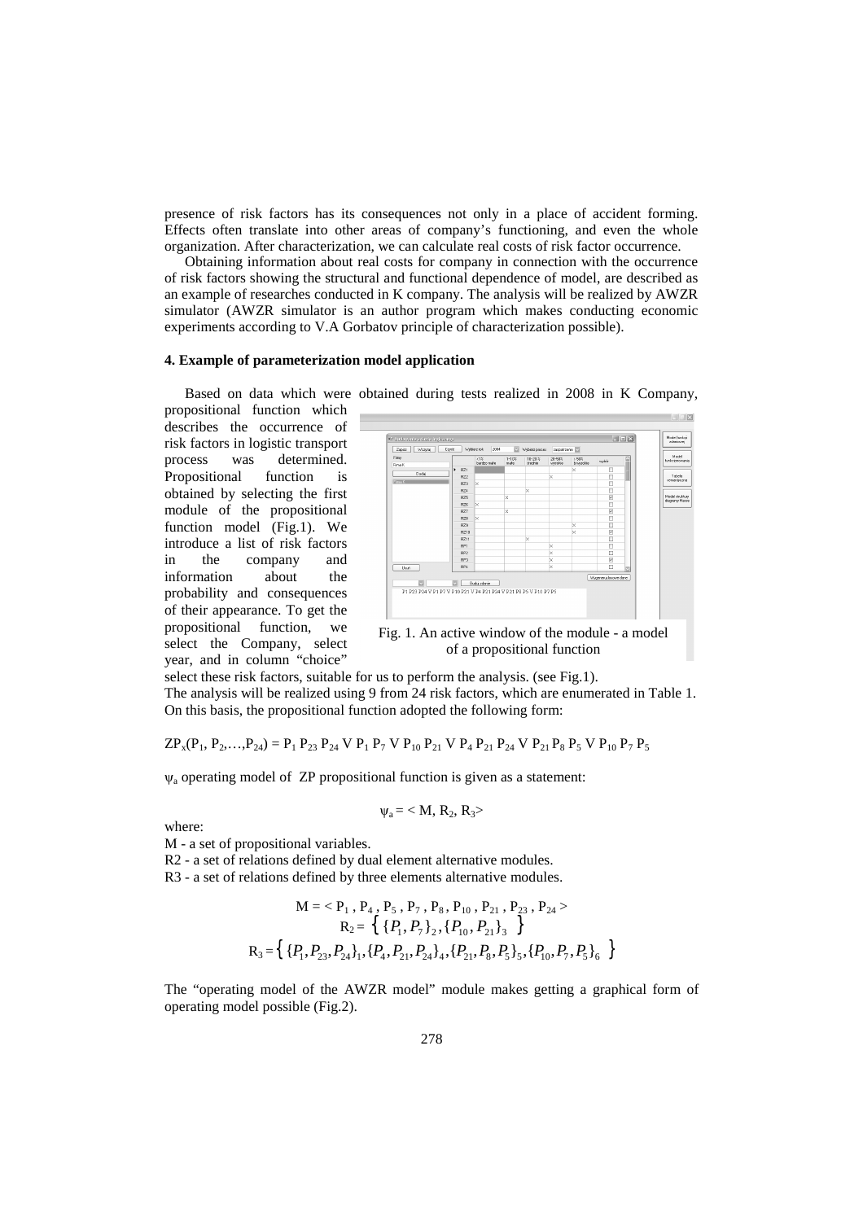presence of risk factors has its consequences not only in a place of accident forming. Effects often translate into other areas of company's functioning, and even the whole organization. After characterization, we can calculate real costs of risk factor occurrence.

Obtaining information about real costs for company in connection with the occurrence of risk factors showing the structural and functional dependence of model, are described as an example of researches conducted in K company. The analysis will be realized by AWZR simulator (AWZR simulator is an author program which makes conducting economic experiments according to V.A Gorbatov principle of characterization possible).

## 4. Example of parameterization model application

Based on data which were obtained during tests realized in 2008 in K Company, propositional function which describes the occurrence of risk factors in logistic transport process was determined. Propositional function is obtained by selecting the first module of the propositional function model (Fig.1). We introduce a list of risk factors in the company and information about the probability and consequences of their appearance. To get the propositional function, we select the Company, select year, and in column "choice" select these risk factors, suitable for us to perform the analysis. (see Fig.1).

Fig. 1. An active window of the module - a model of a propositional function

The analysis will be realized using 9 from 24 risk factors, which are enumerated in Table 1. On this basis, the propositional function adopted the following form:

$$ZP_x(P_1, P_2,\ldots,P_{24}) = P_1\, P_{23}\, P_{24} \vee P_1\, P_7 \vee P_{10}\, P_{21} \vee P_4\, P_{21}\, P_{24} \vee P_{21}\, P_8\, P_5 \vee P_{10}\, P_7\, P_5$$

$\psi_a$ operating model of ZP propositional function is given as a statement:

$$\psi_a = < M, R_2, R_3>$$

where:

M - a set of propositional variables.

R2 - a set of relations defined by dual element alternative modules.

R3 - a set of relations defined by three elements alternative modules.

$$M = < P_1 , P_4 , P_5 , P_7 , P_8 , P_{10} , P_{21} , P_{23} , P_{24} >$$

$$R_2 = \left\{ \{P_1, P_7\}_2, \{P_{10}, P_{21}\}_3 \right\}$$

$$R_3 = \left\{ \{P_1, P_{23}, P_{24}\}_1, \{P_4, P_{21}, P_{24}\}_4, \{P_{21}, P_8, P_5\}_5, \{P_{10}, P_7, P_5\}_6 \right\}$$

The "operating model of the AWZR model" module makes getting a graphical form of operating model possible (Fig.2).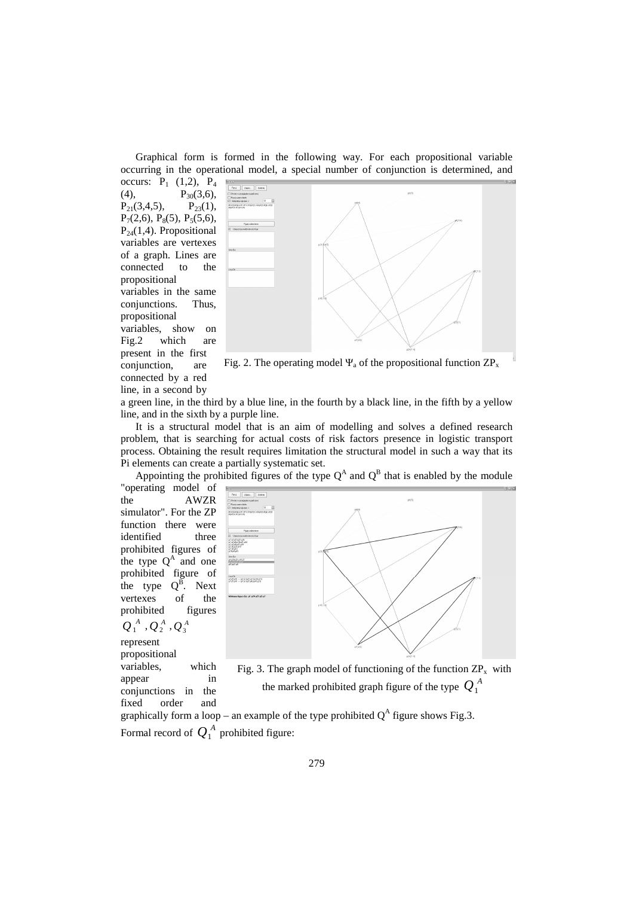Graphical form is formed in the following way. For each propositional variable occurring in the operational model, a special number of conjunction is determined, and occurs: $P_1$ (1,2), $P_4$ (4), $P_{30}(3,6)$, $P_{21}(3,4,5)$, $P_{23}(1)$, $P_7(2,6)$, $P_8(5)$, $P_5(5,6)$, $P_{24}(1,4)$. Propositional variables are vertexes of a graph. Lines are connected to the propositional variables in the same conjunctions. Thus, propositional variables, show on Fig.2 which are present in the first conjunction, are connected by a red line, in a second by a green line, in the third by a blue line, in the fourth by a black line, in the fifth by a yellow line, and in the sixth by a purple line.

Fig. 2. The operating model $\Psi_a$ of the propositional function $ZP_x$

It is a structural model that is an aim of modelling and solves a defined research problem, that is searching for actual costs of risk factors presence in logistic transport process. Obtaining the result requires limitation the structural model in such a way that its Pi elements can create a partially systematic set.

Appointing the prohibited figures of the type $Q^A$ and $Q^B$ that is enabled by the module "operating model of the AWZR simulator". For the ZP function there were identified three prohibited figures of the type $Q^A$ and one prohibited figure of the type $Q^B$. Next vertexes of the prohibited figures $Q_1^A, Q_2^A, Q_3^A$ represent propositional variables, which appear in conjunctions in the fixed order and graphically form a loop – an example of the type prohibited $Q^A$ figure shows Fig.3.

Fig. 3. The graph model of functioning of the function $ZP_x$ with the marked prohibited graph figure of the type $Q_1^A$

Formal record of $Q_1^A$ prohibited figure: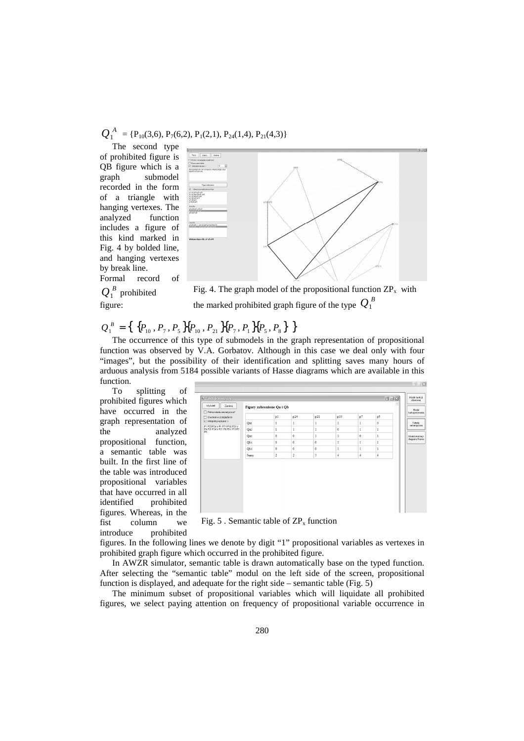$Q_1^A$ = {$P_{10}(3,6)$, $P_7(6,2)$, $P_1(2,1)$, $P_{24}(1,4)$, $P_{21}(4,3)$}

The second type of prohibited figure is QB figure which is a graph submodel recorded in the form of a triangle with hanging vertexes. The analyzed function includes a figure of this kind marked in Fig. 4 by bolded line, and hanging vertexes by break line.

Formal record of $Q_1^B$ prohibited figure:

Fig. 4. The graph model of the propositional function $ZP_x$ with the marked prohibited graph figure of the type $Q_1^B$

$$Q_1^B = \{ \{P_{10}, P_7, P_5\} \{P_{10}, P_{21}\} \{P_7, P_1\} \{P_5, P_8\} \}$$

The occurrence of this type of submodels in the graph representation of propositional function was observed by V.A. Gorbatov. Although in this case we deal only with four "images", but the possibility of their identification and splitting saves many hours of arduous analysis from 5184 possible variants of Hasse diagrams which are available in this function.

To splitting of prohibited figures which have occurred in the graph representation of the analyzed propositional function, a semantic table was built. In the first line of the table was introduced propositional variables that have occurred in all identified prohibited figures. Whereas, in the fist column we introduce prohibited figures. In the following lines we denote by digit "1" propositional variables as vertexes in prohibited graph figure which occurred in the prohibited figure.

Figury zabronione Qa i Qb

| | p1 | p24 | p21 | p10 | p7 | p5 |
|---|---|---|---|---|---|---|
| Qa1 | 1 | 1 | 1 | 1 | 1 | 0 |
| Qa2 | 1 | 1 | 1 | 0 | 1 | 1 |
| Qa3 | 0 | 0 | 1 | 1 | 0 | 1 |
| Qb1 | 0 | 0 | 0 | 1 | 1 | 1 |
| Qb2 | 0 | 0 | 0 | 1 | 1 | 1 |
| Sumy | 2 | 2 | 3 | 4 | 4 | 4 |

Fig. 5 . Semantic table of $ZP_x$ function

In AWZR simulator, semantic table is drawn automatically base on the typed function. After selecting the "semantic table" modul on the left side of the screen, propositional function is displayed, and adequate for the right side – semantic table (Fig. 5)

The minimum subset of propositional variables which will liquidate all prohibited figures, we select paying attention on frequency of propositional variable occurrence in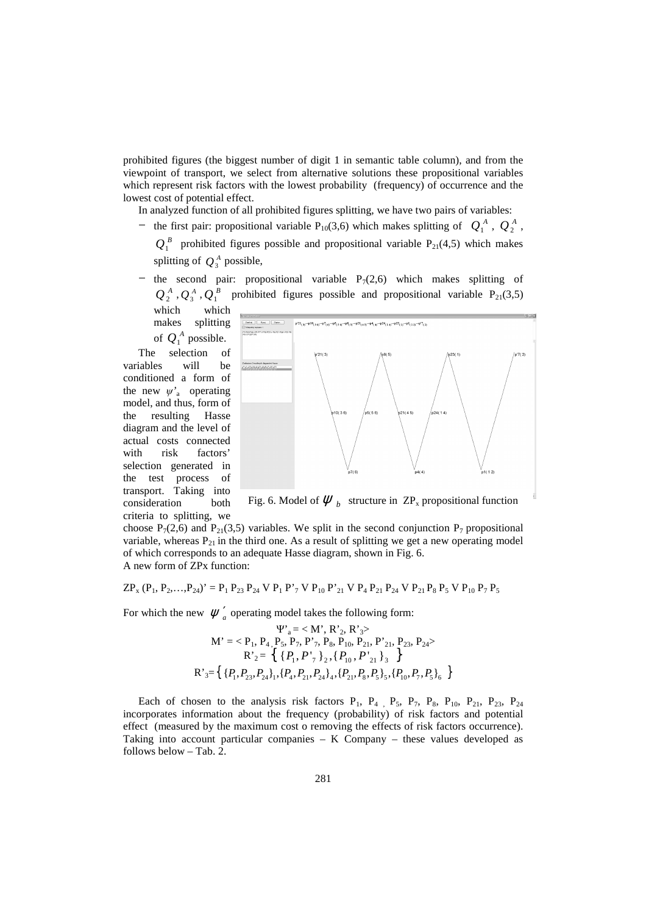prohibited figures (the biggest number of digit 1 in semantic table column), and from the viewpoint of transport, we select from alternative solutions these propositional variables which represent risk factors with the lowest probability (frequency) of occurrence and the lowest cost of potential effect.

In analyzed function of all prohibited figures splitting, we have two pairs of variables:

- the first pair: propositional variable $P_{10}(3,6)$ which makes splitting of $Q_1^A$, $Q_2^A$, $Q_1^B$ prohibited figures possible and propositional variable $P_{21}(4,5)$ which makes splitting of $Q_3^A$ possible,
- the second pair: propositional variable $P_7(2,6)$ which makes splitting of $Q_2^A, Q_3^A, Q_1^B$ prohibited figures possible and propositional variable $P_{21}(3,5)$ which which makes splitting of $Q_1^A$ possible.

The selection of variables will be conditioned a form of the new $\psi'_a$ operating model, and thus, form of the resulting Hasse diagram and the level of actual costs connected with risk factors' selection generated in the test process of transport. Taking into consideration both criteria to splitting, we choose $P_7(2,6)$ and $P_{21}(3,5)$ variables. We split in the second conjunction $P_7$ propositional variable, whereas $P_{21}$ in the third one. As a result of splitting we get a new operating model of which corresponds to an adequate Hasse diagram, shown in Fig. 6.

Fig. 6. Model of $\psi_b$ structure in $ZP_x$ propositional function

A new form of ZPx function:

$$ZP_x(P_1, P_2,\ldots,P_{24})' = P_1\, P_{23}\, P_{24} \vee P_1\, P'_7 \vee P_{10}\, P'_{21} \vee P_4\, P_{21}\, P_{24} \vee P_{21}\, P_8\, P_5 \vee P_{10}\, P_7\, P_5$$

For which the new $\psi'_a$ operating model takes the following form:

$$\Psi'_a = \langle M', R'_2, R'_3 \rangle$$

$$M' = \langle P_1, P_4, P_5, P_7, P'_7, P_8, P_{10}, P_{21}, P'_{21}, P_{23}, P_{24} \rangle$$

$$R'_2 = \left\{ \{P_1, P'_7\}_2, \{P_{10}, P'_{21}\}_3 \right\}$$

$$R'_3 = \left\{ \{P_1, P_{23}, P_{24}\}_1, \{P_4, P_{21}, P_{24}\}_4, \{P_{21}, P_8, P_5\}_5, \{P_{10}, P_7, P_5\}_6 \right\}$$

Each of chosen to the analysis risk factors $P_1$, $P_4$, $P_5$, $P_7$, $P_8$, $P_{10}$, $P_{21}$, $P_{23}$, $P_{24}$ incorporates information about the frequency (probability) of risk factors and potential effect (measured by the maximum cost o removing the effects of risk factors occurrence). Taking into account particular companies – K Company – these values developed as follows below – Tab. 2.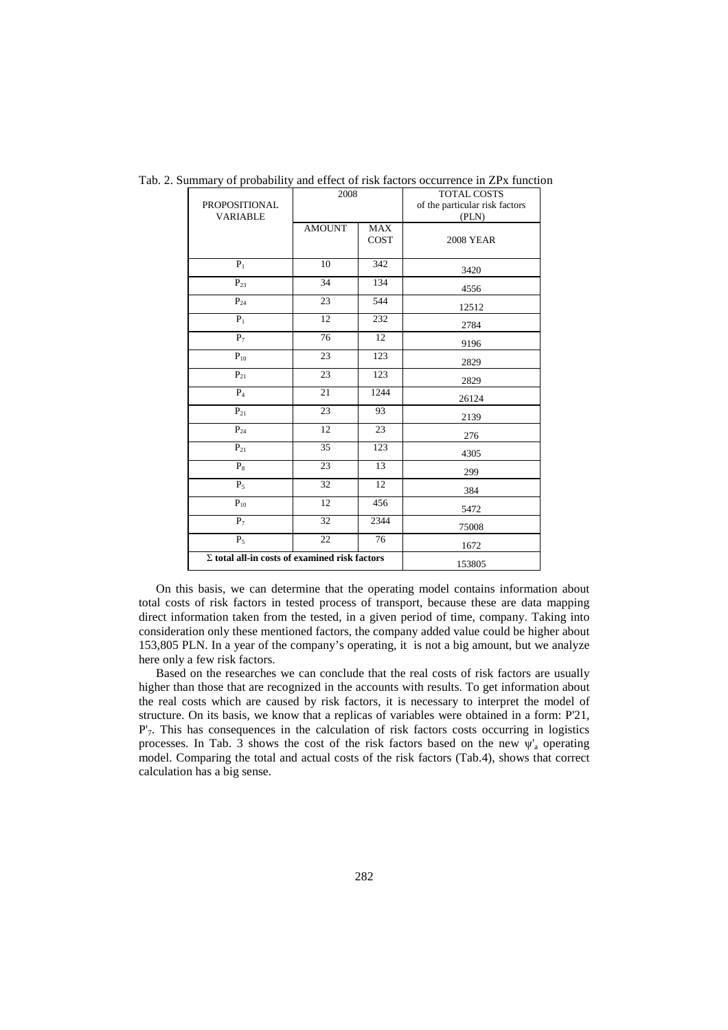Tab. 2. Summary of probability and effect of risk factors occurrence in ZPx function

| PROPOSITIONAL VARIABLE | 2008 | | TOTAL COSTS of the particular risk factors (PLN) |
|---|---|---|---|
| | AMOUNT | MAX COST | 2008 YEAR |
| $P_1$ | 10 | 342 | 3420 |
| $P_{23}$ | 34 | 134 | 4556 |
| $P_{24}$ | 23 | 544 | 12512 |
| $P_1$ | 12 | 232 | 2784 |
| $P_7$ | 76 | 12 | 9196 |
| $P_{10}$ | 23 | 123 | 2829 |
| $P_{21}$ | 23 | 123 | 2829 |
| $P_4$ | 21 | 1244 | 26124 |
| $P_{21}$ | 23 | 93 | 2139 |
| $P_{24}$ | 12 | 23 | 276 |
| $P_{21}$ | 35 | 123 | 4305 |
| $P_8$ | 23 | 13 | 299 |
| $P_5$ | 32 | 12 | 384 |
| $P_{10}$ | 12 | 456 | 5472 |
| $P_7$ | 32 | 2344 | 75008 |
| $P_5$ | 22 | 76 | 1672 |
| **Σ total all-in costs of examined risk factors** | | | 153805 |

On this basis, we can determine that the operating model contains information about total costs of risk factors in tested process of transport, because these are data mapping direct information taken from the tested, in a given period of time, company. Taking into consideration only these mentioned factors, the company added value could be higher about 153,805 PLN. In a year of the company's operating, it is not a big amount, but we analyze here only a few risk factors.

Based on the researches we can conclude that the real costs of risk factors are usually higher than those that are recognized in the accounts with results. To get information about the real costs which are caused by risk factors, it is necessary to interpret the model of structure. On its basis, we know that a replicas of variables were obtained in a form: P'21, $P'_7$. This has consequences in the calculation of risk factors costs occurring in logistics processes. In Tab. 3 shows the cost of the risk factors based on the new $\psi'_a$ operating model. Comparing the total and actual costs of the risk factors (Tab.4), shows that correct calculation has a big sense.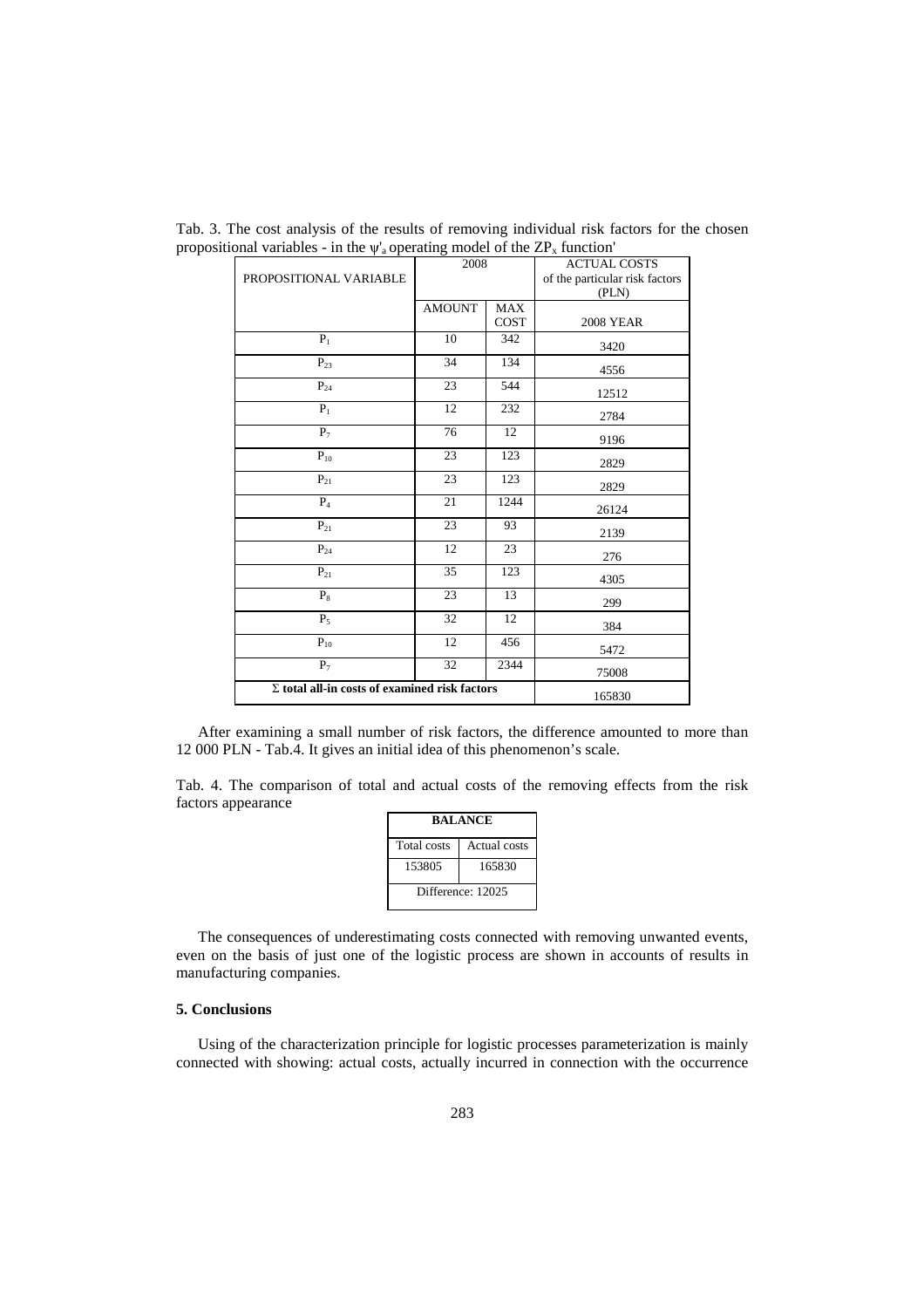Tab. 3. The cost analysis of the results of removing individual risk factors for the chosen propositional variables - in the $\psi'_a$ operating model of the $ZP_x$ function'

| PROPOSITIONAL VARIABLE | 2008 | | ACTUAL COSTS of the particular risk factors (PLN) |
|---|---|---|---|
| | AMOUNT | MAX COST | 2008 YEAR |
| $P_1$ | 10 | 342 | 3420 |
| $P_{23}$ | 34 | 134 | 4556 |
| $P_{24}$ | 23 | 544 | 12512 |
| $P_1$ | 12 | 232 | 2784 |
| $P_7$ | 76 | 12 | 9196 |
| $P_{10}$ | 23 | 123 | 2829 |
| $P_{21}$ | 23 | 123 | 2829 |
| $P_4$ | 21 | 1244 | 26124 |
| $P_{21}$ | 23 | 93 | 2139 |
| $P_{24}$ | 12 | 23 | 276 |
| $P_{21}$ | 35 | 123 | 4305 |
| $P_8$ | 23 | 13 | 299 |
| $P_5$ | 32 | 12 | 384 |
| $P_{10}$ | 12 | 456 | 5472 |
| $P_7$ | 32 | 2344 | 75008 |
| **Σ total all-in costs of examined risk factors** | | | 165830 |

After examining a small number of risk factors, the difference amounted to more than 12 000 PLN - Tab.4. It gives an initial idea of this phenomenon's scale.

Tab. 4. The comparison of total and actual costs of the removing effects from the risk factors appearance

| **BALANCE** | |
|---|---|
| Total costs | Actual costs |
| 153805 | 165830 |
| Difference: 12025 | |

The consequences of underestimating costs connected with removing unwanted events, even on the basis of just one of the logistic process are shown in accounts of results in manufacturing companies.

### 5. Conclusions

Using of the characterization principle for logistic processes parameterization is mainly connected with showing: actual costs, actually incurred in connection with the occurrence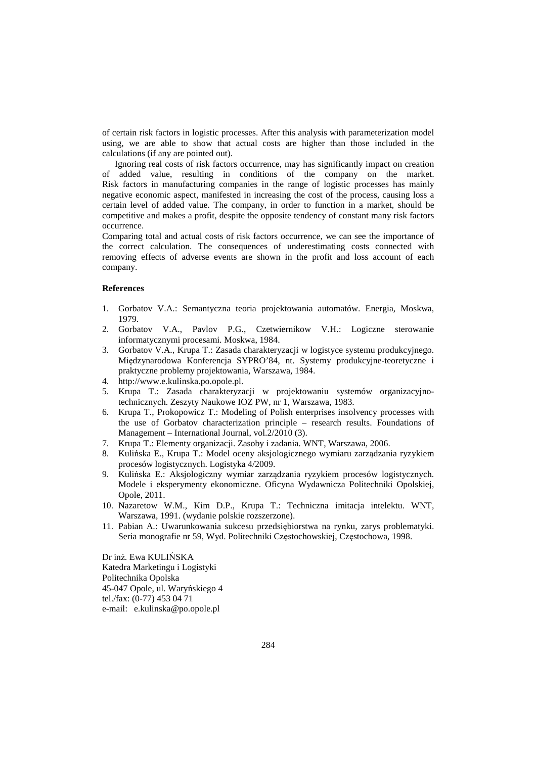of certain risk factors in logistic processes. After this analysis with parameterization model using, we are able to show that actual costs are higher than those included in the calculations (if any are pointed out).

Ignoring real costs of risk factors occurrence, may has significantly impact on creation of added value, resulting in conditions of the company on the market. Risk factors in manufacturing companies in the range of logistic processes has mainly negative economic aspect, manifested in increasing the cost of the process, causing loss a certain level of added value. The company, in order to function in a market, should be competitive and makes a profit, despite the opposite tendency of constant many risk factors occurrence.

Comparing total and actual costs of risk factors occurrence, we can see the importance of the correct calculation. The consequences of underestimating costs connected with removing effects of adverse events are shown in the profit and loss account of each company.

### References

1. Gorbatov V.A.: Semantyczna teoria projektowania automatów. Energia, Moskwa, 1979.
2. Gorbatov V.A., Pavlov P.G., Czetwiernikow V.H.: Logiczne sterowanie informatycznymi procesami. Moskwa, 1984.
3. Gorbatov V.A., Krupa T.: Zasada charakteryzacji w logistyce systemu produkcyjnego. Międzynarodowa Konferencja SYPRO'84, nt. Systemy produkcyjne-teoretyczne i praktyczne problemy projektowania, Warszawa, 1984.
4. http://www.e.kulinska.po.opole.pl.
5. Krupa T.: Zasada charakteryzacji w projektowaniu systemów organizacyjno-technicznych. Zeszyty Naukowe IOZ PW, nr 1, Warszawa, 1983.
6. Krupa T., Prokopowicz T.: Modeling of Polish enterprises insolvency processes with the use of Gorbatov characterization principle – research results. Foundations of Management – International Journal, vol.2/2010 (3).
7. Krupa T.: Elementy organizacji. Zasoby i zadania. WNT, Warszawa, 2006.
8. Kulińska E., Krupa T.: Model oceny aksjologicznego wymiaru zarządzania ryzykiem procesów logistycznych. Logistyka 4/2009.
9. Kulińska E.: Aksjologiczny wymiar zarządzania ryzykiem procesów logistycznych. Modele i eksperymenty ekonomiczne. Oficyna Wydawnicza Politechniki Opolskiej, Opole, 2011.
10. Nazaretow W.M., Kim D.P., Krupa T.: Techniczna imitacja intelektu. WNT, Warszawa, 1991. (wydanie polskie rozszerzone).
11. Pabian A.: Uwarunkowania sukcesu przedsiębiorstwa na rynku, zarys problematyki. Seria monografie nr 59, Wyd. Politechniki Częstochowskiej, Częstochowa, 1998.

Dr inż. Ewa KULIŃSKA
Katedra Marketingu i Logistyki
Politechnika Opolska
45-047 Opole, ul. Waryńskiego 4
tel./fax: (0-77) 453 04 71
e-mail: e.kulinska@po.opole.pl